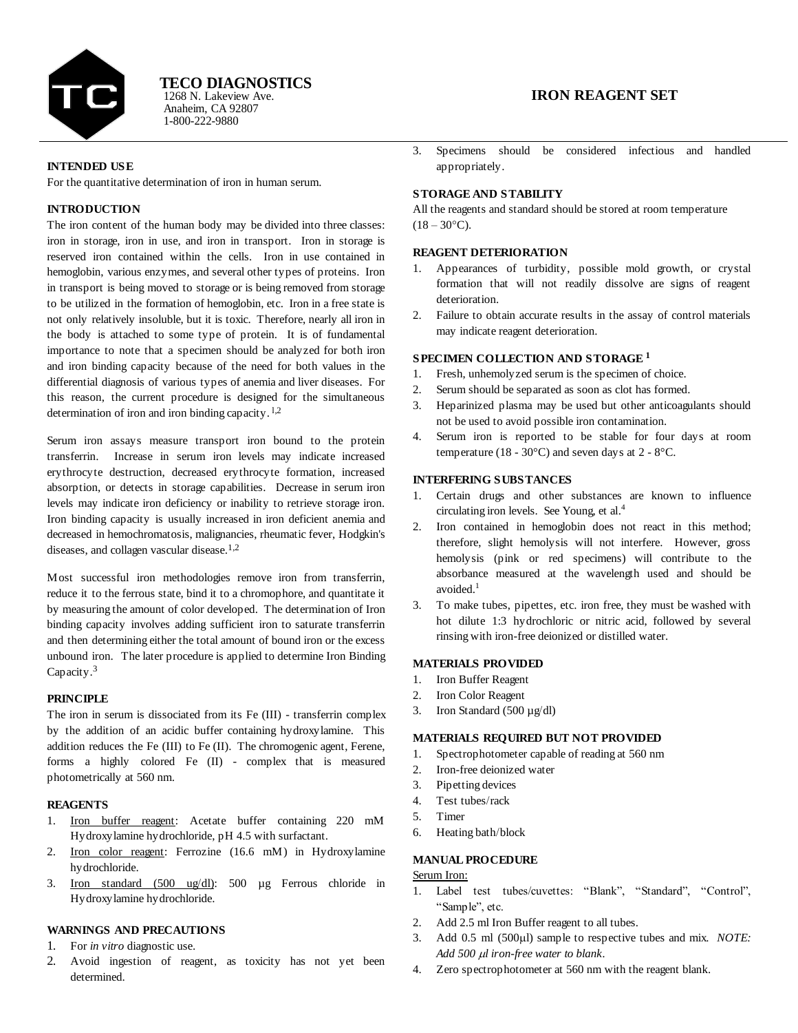# TECO DIAGNOSTICS

1268 N. Lakeview Ave.
Anaheim, CA 92807
1-800-222-9880

# IRON REAGENT SET

### INTENDED USE

For the quantitative determination of iron in human serum.

### INTRODUCTION

The iron content of the human body may be divided into three classes: iron in storage, iron in use, and iron in transport. Iron in storage is reserved iron contained within the cells. Iron in use contained in hemoglobin, various enzymes, and several other types of proteins. Iron in transport is being moved to storage or is being removed from storage to be utilized in the formation of hemoglobin, etc. Iron in a free state is not only relatively insoluble, but it is toxic. Therefore, nearly all iron in the body is attached to some type of protein. It is of fundamental importance to note that a specimen should be analyzed for both iron and iron binding capacity because of the need for both values in the differential diagnosis of various types of anemia and liver diseases. For this reason, the current procedure is designed for the simultaneous determination of iron and iron binding capacity.[1,2]

Serum iron assays measure transport iron bound to the protein transferrin. Increase in serum iron levels may indicate increased erythrocyte destruction, decreased erythrocyte formation, increased absorption, or detects in storage capabilities. Decrease in serum iron levels may indicate iron deficiency or inability to retrieve storage iron. Iron binding capacity is usually increased in iron deficient anemia and decreased in hemochromatosis, malignancies, rheumatic fever, Hodgkin's diseases, and collagen vascular disease.[1,2]

Most successful iron methodologies remove iron from transferrin, reduce it to the ferrous state, bind it to a chromophore, and quantitate it by measuring the amount of color developed. The determination of Iron binding capacity involves adding sufficient iron to saturate transferrin and then determining either the total amount of bound iron or the excess unbound iron. The later procedure is applied to determine Iron Binding Capacity.[3]

### PRINCIPLE

The iron in serum is dissociated from its Fe (III) - transferrin complex by the addition of an acidic buffer containing hydroxylamine. This addition reduces the Fe (III) to Fe (II). The chromogenic agent, Ferene, forms a highly colored Fe (II) - complex that is measured photometrically at 560 nm.

### REAGENTS

1. Iron buffer reagent: Acetate buffer containing 220 mM Hydroxylamine hydrochloride, pH 4.5 with surfactant.
2. Iron color reagent: Ferrozine (16.6 mM) in Hydroxylamine hydrochloride.
3. Iron standard (500 ug/dl): 500 µg Ferrous chloride in Hydroxylamine hydrochloride.

### WARNINGS AND PRECAUTIONS

1. For *in vitro* diagnostic use.
2. Avoid ingestion of reagent, as toxicity has not yet been determined.
3. Specimens should be considered infectious and handled appropriately.

### STORAGE AND STABILITY

All the reagents and standard should be stored at room temperature (18 – 30°C).

### REAGENT DETERIORATION

1. Appearances of turbidity, possible mold growth, or crystal formation that will not readily dissolve are signs of reagent deterioration.
2. Failure to obtain accurate results in the assay of control materials may indicate reagent deterioration.

### SPECIMEN COLLECTION AND STORAGE [1]

1. Fresh, unhemolyzed serum is the specimen of choice.
2. Serum should be separated as soon as clot has formed.
3. Heparinized plasma may be used but other anticoagulants should not be used to avoid possible iron contamination.
4. Serum iron is reported to be stable for four days at room temperature (18 - 30°C) and seven days at 2 - 8°C.

### INTERFERING SUBSTANCES

1. Certain drugs and other substances are known to influence circulating iron levels. See Young, et al.[4]
2. Iron contained in hemoglobin does not react in this method; therefore, slight hemolysis will not interfere. However, gross hemolysis (pink or red specimens) will contribute to the absorbance measured at the wavelength used and should be avoided.[1]
3. To make tubes, pipettes, etc. iron free, they must be washed with hot dilute 1:3 hydrochloric or nitric acid, followed by several rinsing with iron-free deionized or distilled water.

### MATERIALS PROVIDED

1. Iron Buffer Reagent
2. Iron Color Reagent
3. Iron Standard (500 µg/dl)

### MATERIALS REQUIRED BUT NOT PROVIDED

1. Spectrophotometer capable of reading at 560 nm
2. Iron-free deionized water
3. Pipetting devices
4. Test tubes/rack
5. Timer
6. Heating bath/block

### MANUAL PROCEDURE

Serum Iron:

1. Label test tubes/cuvettes: "Blank", "Standard", "Control", "Sample", etc.
2. Add 2.5 ml Iron Buffer reagent to all tubes.
3. Add 0.5 ml (500µl) sample to respective tubes and mix. *NOTE: Add 500 µl iron-free water to blank.*
4. Zero spectrophotometer at 560 nm with the reagent blank.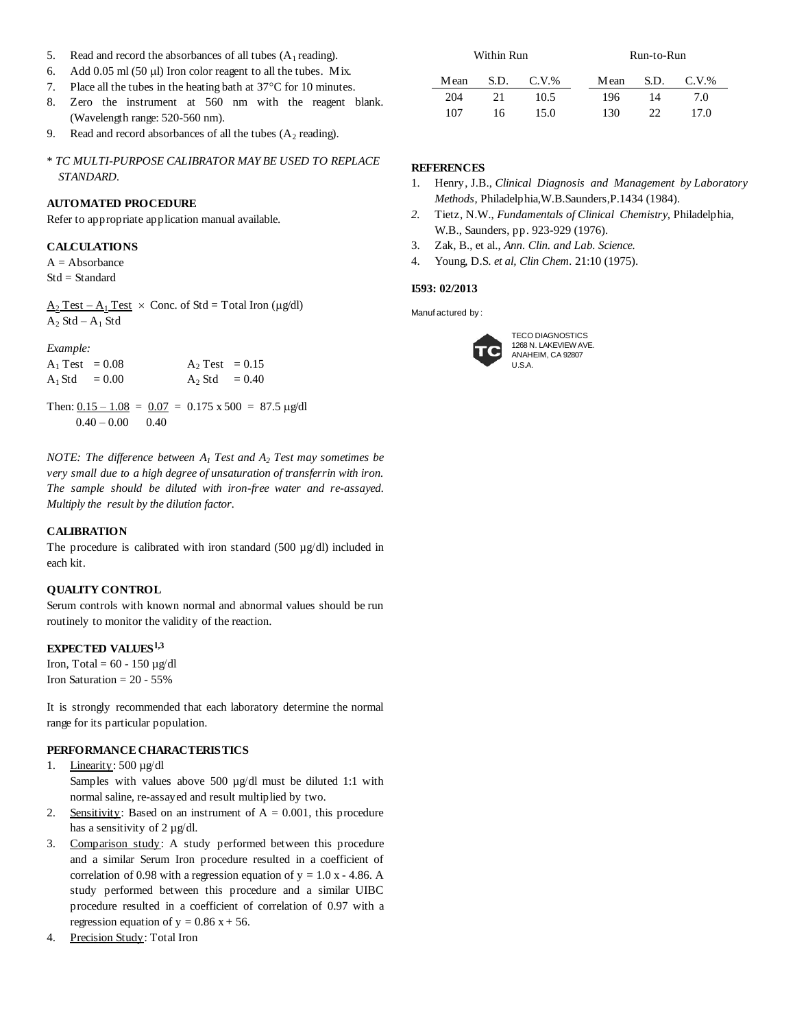5. Read and record the absorbances of all tubes ($A_1$ reading).
6. Add 0.05 ml (50 µl) Iron color reagent to all the tubes. Mix.
7. Place all the tubes in the heating bath at 37°C for 10 minutes.
8. Zero the instrument at 560 nm with the reagent blank. (Wavelength range: 520-560 nm).
9. Read and record absorbances of all the tubes ($A_2$ reading).

\* *TC MULTI-PURPOSE CALIBRATOR MAY BE USED TO REPLACE STANDARD.*

**AUTOMATED PROCEDURE**

Refer to appropriate application manual available.

**CALCULATIONS**

A = Absorbance
Std = Standard

$$\frac{A_2\ \text{Test} - A_1\ \text{Test}}{A_2\ \text{Std} - A_1\ \text{Std}} \times \text{Conc. of Std} = \text{Total Iron } (\mu g/dl)$$

*Example:*

$A_1$ Test = 0.08 $A_2$ Test = 0.15
$A_1$ Std = 0.00 $A_2$ Std = 0.40

$$\text{Then: } \frac{0.15 - 1.08}{0.40 - 0.00} = \frac{0.07}{0.40} = 0.175 \times 500 = 87.5\ \mu g/dl$$

*NOTE: The difference between $A_1$ Test and $A_2$ Test may sometimes be very small due to a high degree of unsaturation of transferrin with iron. The sample should be diluted with iron-free water and re-assayed. Multiply the result by the dilution factor.*

**CALIBRATION**

The procedure is calibrated with iron standard (500 µg/dl) included in each kit.

**QUALITY CONTROL**

Serum controls with known normal and abnormal values should be run routinely to monitor the validity of the reaction.

**EXPECTED VALUES[1,3]**

Iron, Total = 60 - 150 µg/dl
Iron Saturation = 20 - 55%

It is strongly recommended that each laboratory determine the normal range for its particular population.

**PERFORMANCE CHARACTERISTICS**

1. Linearity: 500 µg/dl
   Samples with values above 500 µg/dl must be diluted 1:1 with normal saline, re-assayed and result multiplied by two.
2. Sensitivity: Based on an instrument of A = 0.001, this procedure has a sensitivity of 2 µg/dl.
3. Comparison study: A study performed between this procedure and a similar Serum Iron procedure resulted in a coefficient of correlation of 0.98 with a regression equation of y = 1.0 x - 4.86. A study performed between this procedure and a similar UIBC procedure resulted in a coefficient of correlation of 0.97 with a regression equation of y = 0.86 x + 56.
4. Precision Study: Total Iron

| Within Run | | | Run-to-Run | | |
|---|---|---|---|---|---|
| Mean | S.D. | C.V.% | Mean | S.D. | C.V.% |
| 204 | 21 | 10.5 | 196 | 14 | 7.0 |
| 107 | 16 | 15.0 | 130 | 22 | 17.0 |

**REFERENCES**

1. Henry, J.B., *Clinical Diagnosis and Management by Laboratory Methods*, Philadelphia,W.B.Saunders,P.1434 (1984).
2. Tietz, N.W., *Fundamentals of Clinical Chemistry*, Philadelphia, W.B., Saunders, pp. 923-929 (1976).
3. Zak, B., et al., *Ann. Clin. and Lab. Science.*
4. Young, D.S. *et al*, *Clin Chem*. 21:10 (1975).

**I593: 02/2013**

Manufactured by:

TECO DIAGNOSTICS
1268 N. LAKEVIEW AVE.
ANAHEIM, CA 92807
U.S.A.